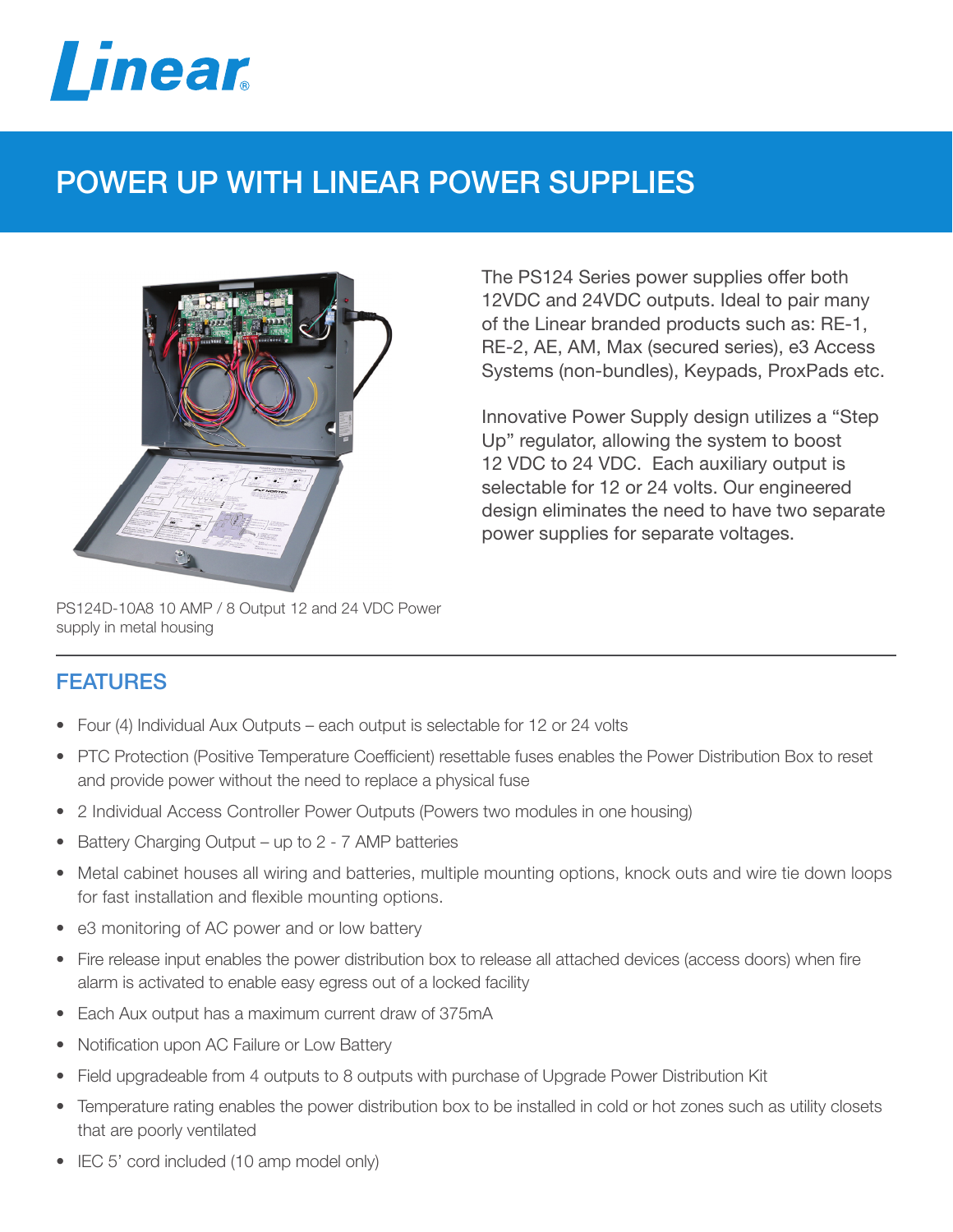Linear®

# POWER UP WITH LINEAR POWER SUPPLIES

PS124D-10A8 10 AMP / 8 Output 12 and 24 VDC Power supply in metal housing

The PS124 Series power supplies offer both 12VDC and 24VDC outputs. Ideal to pair many of the Linear branded products such as: RE-1, RE-2, AE, AM, Max (secured series), e3 Access Systems (non-bundles), Keypads, ProxPads etc.

Innovative Power Supply design utilizes a "Step Up" regulator, allowing the system to boost 12 VDC to 24 VDC. Each auxiliary output is selectable for 12 or 24 volts. Our engineered design eliminates the need to have two separate power supplies for separate voltages.

## FEATURES

- Four (4) Individual Aux Outputs – each output is selectable for 12 or 24 volts
- PTC Protection (Positive Temperature Coefficient) resettable fuses enables the Power Distribution Box to reset and provide power without the need to replace a physical fuse
- 2 Individual Access Controller Power Outputs (Powers two modules in one housing)
- Battery Charging Output – up to 2 - 7 AMP batteries
- Metal cabinet houses all wiring and batteries, multiple mounting options, knock outs and wire tie down loops for fast installation and flexible mounting options.
- e3 monitoring of AC power and or low battery
- Fire release input enables the power distribution box to release all attached devices (access doors) when fire alarm is activated to enable easy egress out of a locked facility
- Each Aux output has a maximum current draw of 375mA
- Notification upon AC Failure or Low Battery
- Field upgradeable from 4 outputs to 8 outputs with purchase of Upgrade Power Distribution Kit
- Temperature rating enables the power distribution box to be installed in cold or hot zones such as utility closets that are poorly ventilated
- IEC 5' cord included (10 amp model only)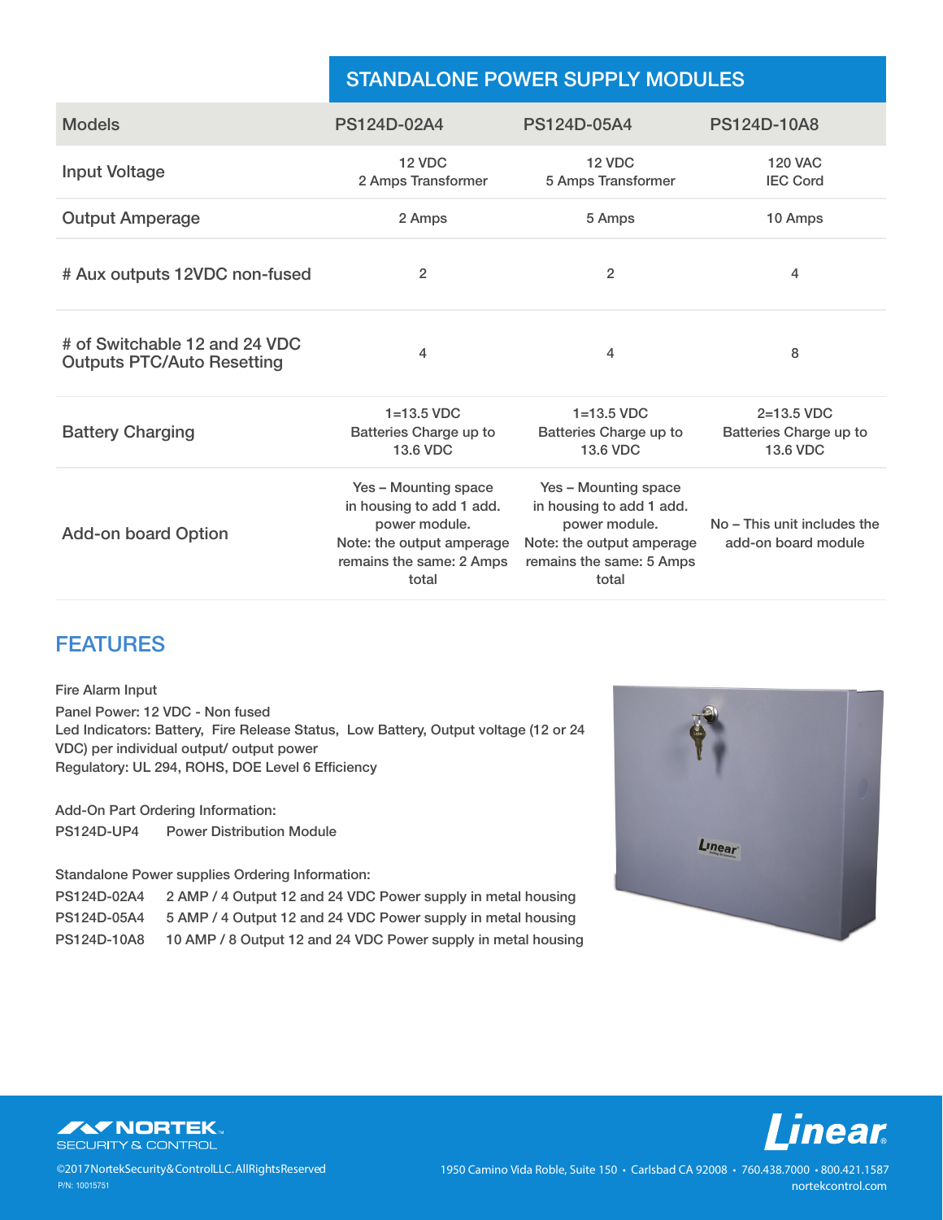## STANDALONE POWER SUPPLY MODULES

| Models | PS124D-02A4 | PS124D-05A4 | PS124D-10A8 |
|---|---|---|---|
| Input Voltage | 12 VDC<br>2 Amps Transformer | 12 VDC<br>5 Amps Transformer | 120 VAC<br>IEC Cord |
| Output Amperage | 2 Amps | 5 Amps | 10 Amps |
| # Aux outputs 12VDC non-fused | 2 | 2 | 4 |
| # of Switchable 12 and 24 VDC Outputs PTC/Auto Resetting | 4 | 4 | 8 |
| Battery Charging | 1=13.5 VDC<br>Batteries Charge up to 13.6 VDC | 1=13.5 VDC<br>Batteries Charge up to 13.6 VDC | 2=13.5 VDC<br>Batteries Charge up to 13.6 VDC |
| Add-on board Option | Yes – Mounting space in housing to add 1 add. power module.<br>Note: the output amperage remains the same: 2 Amps total | Yes – Mounting space in housing to add 1 add. power module.<br>Note: the output amperage remains the same: 5 Amps total | No – This unit includes the add-on board module |

## FEATURES

Fire Alarm Input
Panel Power: 12 VDC - Non fused
Led Indicators: Battery, Fire Release Status, Low Battery, Output voltage (12 or 24 VDC) per individual output/ output power
Regulatory: UL 294, ROHS, DOE Level 6 Efficiency

Add-On Part Ordering Information:
PS124D-UP4 Power Distribution Module

Standalone Power supplies Ordering Information:
PS124D-02A4 2 AMP / 4 Output 12 and 24 VDC Power supply in metal housing
PS124D-05A4 5 AMP / 4 Output 12 and 24 VDC Power supply in metal housing
PS124D-10A8 10 AMP / 8 Output 12 and 24 VDC Power supply in metal housing

NORTEK SECURITY & CONTROL

©2017NortekSecurity&ControlLLC.AllRightsReserved
P/N: 10015751

Linear

1950 Camino Vida Roble, Suite 150 • Carlsbad CA 92008 • 760.438.7000 • 800.421.1587
nortekcontrol.com